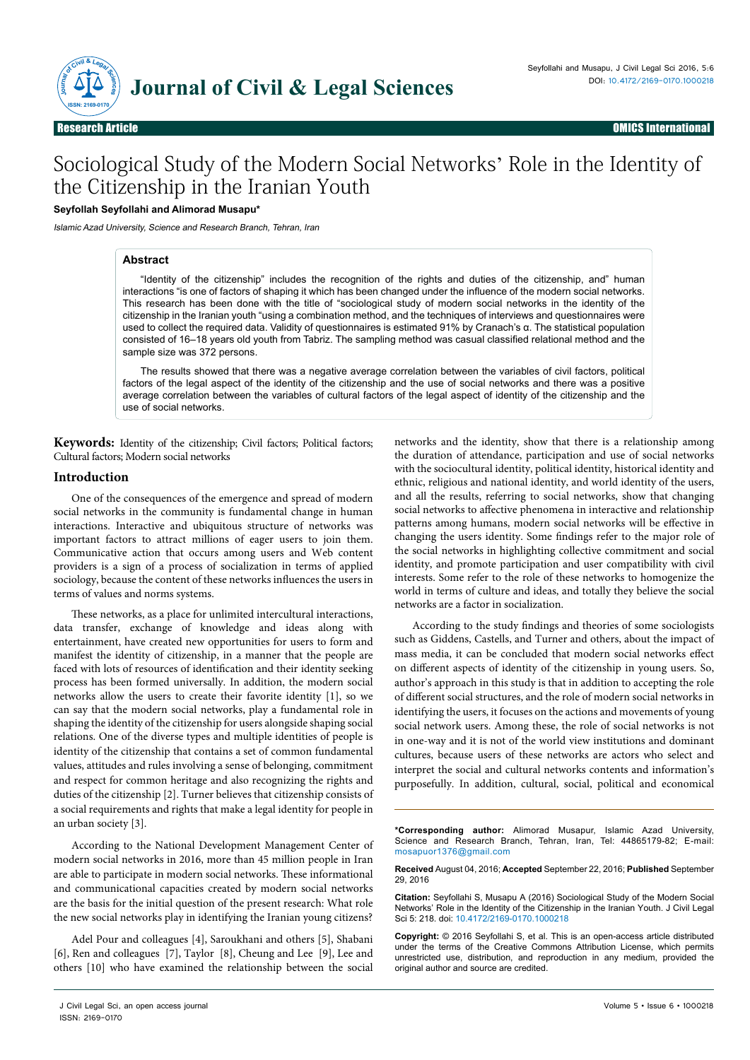# Sociological Study of the Modern Social Networks' Role in the Identity of the Citizenship in the Iranian Youth

**Seyfollah Seyfollahi and Alimorad Musapu***

*Islamic Azad University, Science and Research Branch, Tehran, Iran*

## Abstract

"Identity of the citizenship" includes the recognition of the rights and duties of the citizenship, and" human interactions "is one of factors of shaping it which has been changed under the influence of the modern social networks. This research has been done with the title of "sociological study of modern social networks in the identity of the citizenship in the Iranian youth "using a combination method, and the techniques of interviews and questionnaires were used to collect the required data. Validity of questionnaires is estimated 91% by Cranach's α. The statistical population consisted of 16–18 years old youth from Tabriz. The sampling method was casual classified relational method and the sample size was 372 persons.

The results showed that there was a negative average correlation between the variables of civil factors, political factors of the legal aspect of the identity of the citizenship and the use of social networks and there was a positive average correlation between the variables of cultural factors of the legal aspect of identity of the citizenship and the use of social networks.

**Keywords:** Identity of the citizenship; Civil factors; Political factors; Cultural factors; Modern social networks

## Introduction

One of the consequences of the emergence and spread of modern social networks in the community is fundamental change in human interactions. Interactive and ubiquitous structure of networks was important factors to attract millions of eager users to join them. Communicative action that occurs among users and Web content providers is a sign of a process of socialization in terms of applied sociology, because the content of these networks influences the users in terms of values and norms systems.

These networks, as a place for unlimited intercultural interactions, data transfer, exchange of knowledge and ideas along with entertainment, have created new opportunities for users to form and manifest the identity of citizenship, in a manner that the people are faced with lots of resources of identification and their identity seeking process has been formed universally. In addition, the modern social networks allow the users to create their favorite identity [1], so we can say that the modern social networks, play a fundamental role in shaping the identity of the citizenship for users alongside shaping social relations. One of the diverse types and multiple identities of people is identity of the citizenship that contains a set of common fundamental values, attitudes and rules involving a sense of belonging, commitment and respect for common heritage and also recognizing the rights and duties of the citizenship [2]. Turner believes that citizenship consists of a social requirements and rights that make a legal identity for people in an urban society [3].

According to the National Development Management Center of modern social networks in 2016, more than 45 million people in Iran are able to participate in modern social networks. These informational and communicational capacities created by modern social networks are the basis for the initial question of the present research: What role the new social networks play in identifying the Iranian young citizens?

Adel Pour and colleagues [4], Saroukhani and others [5], Shabani [6], Ren and colleagues [7], Taylor [8], Cheung and Lee [9], Lee and others [10] who have examined the relationship between the social networks and the identity, show that there is a relationship among the duration of attendance, participation and use of social networks with the sociocultural identity, political identity, historical identity and ethnic, religious and national identity, and world identity of the users, and all the results, referring to social networks, show that changing social networks to affective phenomena in interactive and relationship patterns among humans, modern social networks will be effective in changing the users identity. Some findings refer to the major role of the social networks in highlighting collective commitment and social identity, and promote participation and user compatibility with civil interests. Some refer to the role of these networks to homogenize the world in terms of culture and ideas, and totally they believe the social networks are a factor in socialization.

According to the study findings and theories of some sociologists such as Giddens, Castells, and Turner and others, about the impact of mass media, it can be concluded that modern social networks effect on different aspects of identity of the citizenship in young users. So, author's approach in this study is that in addition to accepting the role of different social structures, and the role of modern social networks in identifying the users, it focuses on the actions and movements of young social network users. Among these, the role of social networks is not in one-way and it is not of the world view institutions and dominant cultures, because users of these networks are actors who select and interpret the social and cultural networks contents and information's purposefully. In addition, cultural, social, political and economical

**\*Corresponding author:** Alimorad Musapur, Islamic Azad University, Science and Research Branch, Tehran, Iran, Tel: 44865179-82; E-mail: mosapuor1376@gmail.com

**Received** August 04, 2016; **Accepted** September 22, 2016; **Published** September 29, 2016

**Citation:** Seyfollahi S, Musapu A (2016) Sociological Study of the Modern Social Networks' Role in the Identity of the Citizenship in the Iranian Youth. J Civil Legal Sci 5: 218. doi: 10.4172/2169-0170.1000218

**Copyright:** © 2016 Seyfollahi S, et al. This is an open-access article distributed under the terms of the Creative Commons Attribution License, which permits unrestricted use, distribution, and reproduction in any medium, provided the original author and source are credited.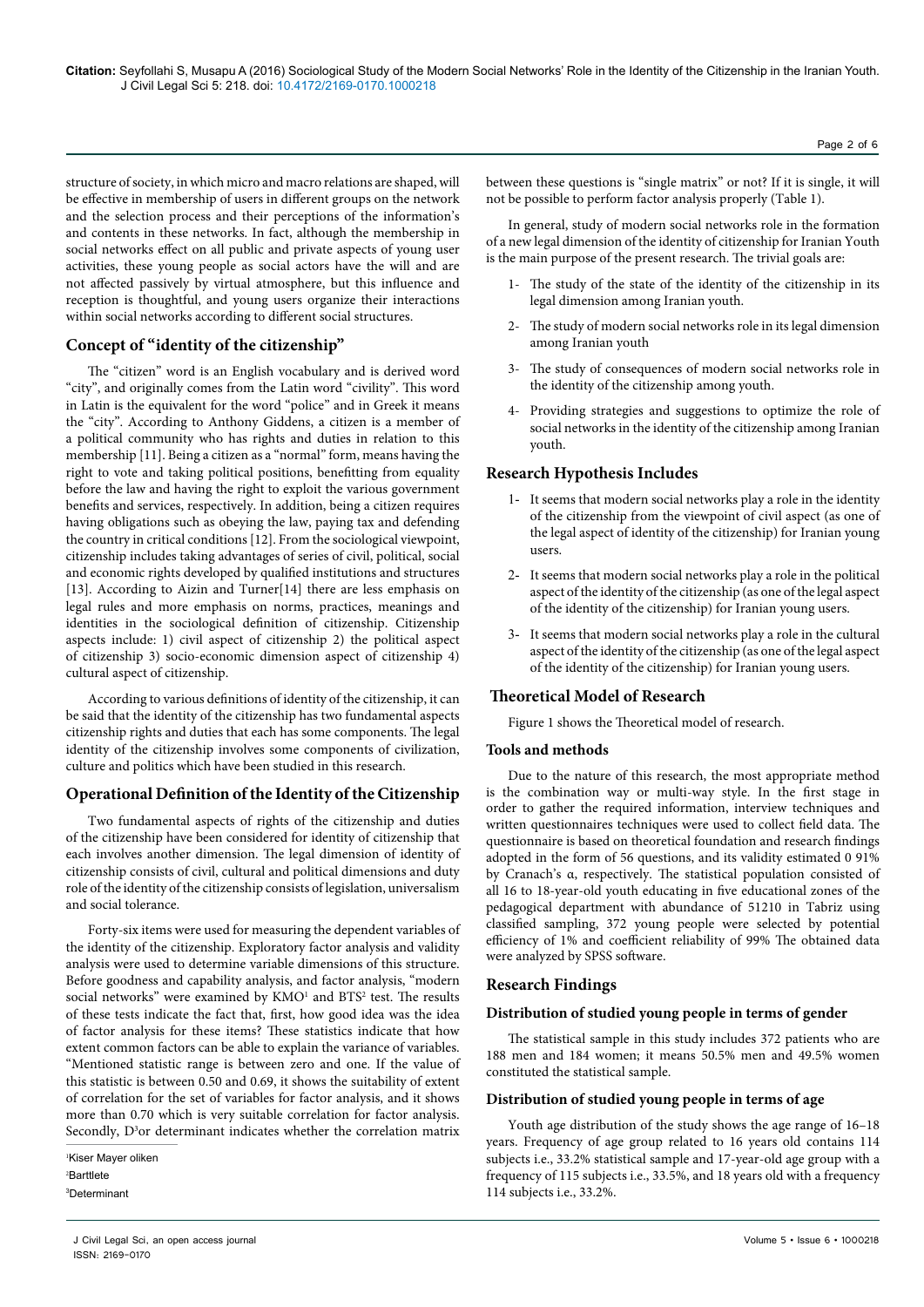structure of society, in which micro and macro relations are shaped, will be effective in membership of users in different groups on the network and the selection process and their perceptions of the information's and contents in these networks. In fact, although the membership in social networks effect on all public and private aspects of young user activities, these young people as social actors have the will and are not affected passively by virtual atmosphere, but this influence and reception is thoughtful, and young users organize their interactions within social networks according to different social structures.

## Concept of "identity of the citizenship"

The "citizen" word is an English vocabulary and is derived word "city", and originally comes from the Latin word "civility". This word in Latin is the equivalent for the word "police" and in Greek it means the "city". According to Anthony Giddens, a citizen is a member of a political community who has rights and duties in relation to this membership [11]. Being a citizen as a "normal" form, means having the right to vote and taking political positions, benefitting from equality before the law and having the right to exploit the various government benefits and services, respectively. In addition, being a citizen requires having obligations such as obeying the law, paying tax and defending the country in critical conditions [12]. From the sociological viewpoint, citizenship includes taking advantages of series of civil, political, social and economic rights developed by qualified institutions and structures [13]. According to Aizin and Turner[14] there are less emphasis on legal rules and more emphasis on norms, practices, meanings and identities in the sociological definition of citizenship. Citizenship aspects include: 1) civil aspect of citizenship 2) the political aspect of citizenship 3) socio-economic dimension aspect of citizenship 4) cultural aspect of citizenship.

According to various definitions of identity of the citizenship, it can be said that the identity of the citizenship has two fundamental aspects citizenship rights and duties that each has some components. The legal identity of the citizenship involves some components of civilization, culture and politics which have been studied in this research.

## Operational Definition of the Identity of the Citizenship

Two fundamental aspects of rights of the citizenship and duties of the citizenship have been considered for identity of citizenship that each involves another dimension. The legal dimension of identity of citizenship consists of civil, cultural and political dimensions and duty role of the identity of the citizenship consists of legislation, universalism and social tolerance.

Forty-six items were used for measuring the dependent variables of the identity of the citizenship. Exploratory factor analysis and validity analysis were used to determine variable dimensions of this structure. Before goodness and capability analysis, and factor analysis, "modern social networks" were examined by KMO[1] and BTS[2] test. The results of these tests indicate the fact that, first, how good idea was the idea of factor analysis for these items? These statistics indicate that how extent common factors can be able to explain the variance of variables. "Mentioned statistic range is between zero and one. If the value of this statistic is between 0.50 and 0.69, it shows the suitability of extent of correlation for the set of variables for factor analysis, and it shows more than 0.70 which is very suitable correlation for factor analysis. Secondly, D[3]or determinant indicates whether the correlation matrix between these questions is "single matrix" or not? If it is single, it will not be possible to perform factor analysis properly (Table 1).

In general, study of modern social networks role in the formation of a new legal dimension of the identity of citizenship for Iranian Youth is the main purpose of the present research. The trivial goals are:

1- The study of the state of the identity of the citizenship in its legal dimension among Iranian youth.

2- The study of modern social networks role in its legal dimension among Iranian youth

3- The study of consequences of modern social networks role in the identity of the citizenship among youth.

4- Providing strategies and suggestions to optimize the role of social networks in the identity of the citizenship among Iranian youth.

## Research Hypothesis Includes

1- It seems that modern social networks play a role in the identity of the citizenship from the viewpoint of civil aspect (as one of the legal aspect of identity of the citizenship) for Iranian young users.

2- It seems that modern social networks play a role in the political aspect of the identity of the citizenship (as one of the legal aspect of the identity of the citizenship) for Iranian young users.

3- It seems that modern social networks play a role in the cultural aspect of the identity of the citizenship (as one of the legal aspect of the identity of the citizenship) for Iranian young users.

## Theoretical Model of Research

Figure 1 shows the Theoretical model of research.

### Tools and methods

Due to the nature of this research, the most appropriate method is the combination way or multi-way style. In the first stage in order to gather the required information, interview techniques and written questionnaires techniques were used to collect field data. The questionnaire is based on theoretical foundation and research findings adopted in the form of 56 questions, and its validity estimated 0 91% by Cranach's α, respectively. The statistical population consisted of all 16 to 18-year-old youth educating in five educational zones of the pedagogical department with abundance of 51210 in Tabriz using classified sampling, 372 young people were selected by potential efficiency of 1% and coefficient reliability of 99% The obtained data were analyzed by SPSS software.

## Research Findings

### Distribution of studied young people in terms of gender

The statistical sample in this study includes 372 patients who are 188 men and 184 women; it means 50.5% men and 49.5% women constituted the statistical sample.

### Distribution of studied young people in terms of age

Youth age distribution of the study shows the age range of 16–18 years. Frequency of age group related to 16 years old contains 114 subjects i.e., 33.2% statistical sample and 17-year-old age group with a frequency of 115 subjects i.e., 33.5%, and 18 years old with a frequency 114 subjects i.e., 33.2%.

---

[1] Kiser Mayer oliken

[2] Barttlete

[3] Determinant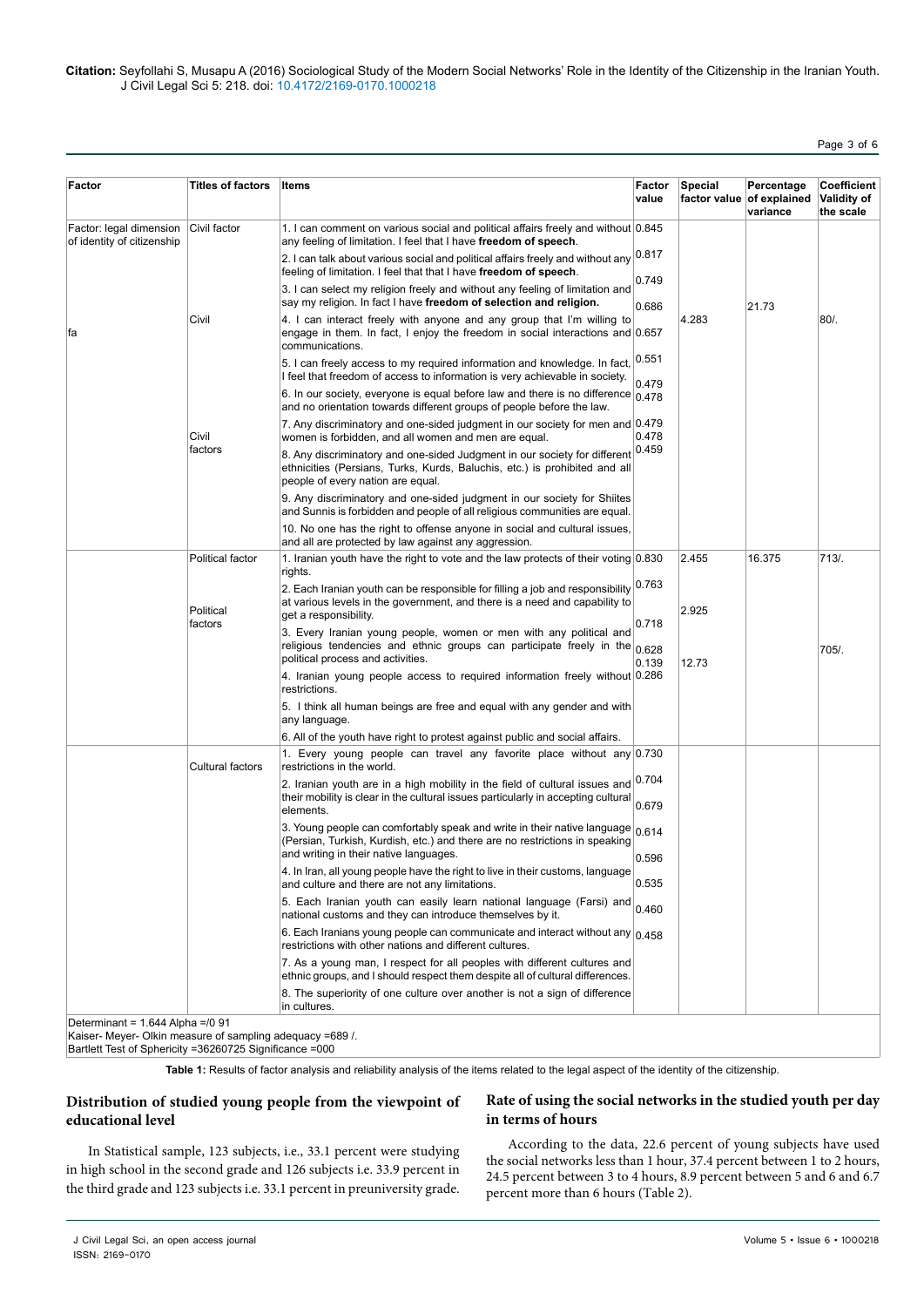**Citation:** Seyfollahi S, Musapu A (2016) Sociological Study of the Modern Social Networks' Role in the Identity of the Citizenship in the Iranian Youth. J Civil Legal Sci 5: 218. doi: 10.4172/2169-0170.1000218

| Factor | Titles of factors | Items | Factor value | Special factor value | Percentage of explained variance | Coefficient Validity of the scale |
|---|---|---|---|---|---|---|
| Factor: legal dimension of identity of citizenship | Civil factor | 1. I can comment on various social and political affairs freely and without any feeling of limitation. I feel that I have **freedom of speech**. | 0.845 | | | |
| | | 2. I can talk about various social and political affairs freely and without any feeling of limitation. I feel that that I have **freedom of speech**. | 0.817 | | | |
| | | 3. I can select my religion freely and without any feeling of limitation and say my religion. In fact I have **freedom of selection and religion.** | 0.749 | | | |
| fa | Civil | 4. I can interact freely with anyone and any group that I'm willing to engage in them. In fact, I enjoy the freedom in social interactions and communications. | 0.686<br>0.657 | 4.283 | 21.73 | 80/. |
| | | 5. I can freely access to my required information and knowledge. In fact, I feel that freedom of access to information is very achievable in society. | 0.551<br>0.479 | | | |
| | | 6. In our society, everyone is equal before law and there is no difference and no orientation towards different groups of people before the law. | 0.478 | | | |
| | Civil factors | 7. Any discriminatory and one-sided judgment in our society for men and women is forbidden, and all women and men are equal. | 0.479<br>0.478 | | | |
| | | 8. Any discriminatory and one-sided Judgment in our society for different ethnicities (Persians, Turks, Kurds, Baluchis, etc.) is prohibited and all people of every nation are equal. | 0.459 | | | |
| | | 9. Any discriminatory and one-sided judgment in our society for Shiites and Sunnis is forbidden and people of all religious communities are equal. | | | | |
| | | 10. No one has the right to offense anyone in social and cultural issues, and all are protected by law against any aggression. | | | | |
| | Political factor | 1. Iranian youth have the right to vote and the law protects of their voting rights. | 0.830 | 2.455 | 16.375 | 713/. |
| | Political factors | 2. Each Iranian youth can be responsible for filling a job and responsibility at various levels in the government, and there is a need and capability to get a responsibility. | 0.763 | 2.925 | | |
| | | 3. Every Iranian young people, women or men with any political and religious tendencies and ethnic groups can participate freely in the political process and activities. | 0.718<br>0.628<br>0.139 | 12.73 | | 705/. |
| | | 4. Iranian young people access to required information freely without restrictions. | 0.286 | | | |
| | | 5. I think all human beings are free and equal with any gender and with any language. | | | | |
| | | 6. All of the youth have right to protest against public and social affairs. | | | | |
| | Cultural factors | 1. Every young people can travel any favorite place without any restrictions in the world. | 0.730 | | | |
| | | 2. Iranian youth are in a high mobility in the field of cultural issues and their mobility is clear in the cultural issues particularly in accepting cultural elements. | 0.704<br>0.679 | | | |
| | | 3. Young people can comfortably speak and write in their native language (Persian, Turkish, Kurdish, etc.) and there are no restrictions in speaking and writing in their native languages. | 0.614<br>0.596 | | | |
| | | 4. In Iran, all young people have the right to live in their customs, language and culture and there are not any limitations. | 0.535 | | | |
| | | 5. Each Iranian youth can easily learn national language (Farsi) and national customs and they can introduce themselves by it. | 0.460 | | | |
| | | 6. Each Iranians young people can communicate and interact without any restrictions with other nations and different cultures. | 0.458 | | | |
| | | 7. As a young man, I respect for all peoples with different cultures and ethnic groups, and I should respect them despite all of cultural differences. | | | | |
| | | 8. The superiority of one culture over another is not a sign of difference in cultures. | | | | |

Determinant = 1.644 Alpha =/0 91
Kaiser- Meyer- Olkin measure of sampling adequacy =689 /.
Bartlett Test of Sphericity =36260725 Significance =000

**Table 1:** Results of factor analysis and reliability analysis of the items related to the legal aspect of the identity of the citizenship.

## Distribution of studied young people from the viewpoint of educational level

In Statistical sample, 123 subjects, i.e., 33.1 percent were studying in high school in the second grade and 126 subjects i.e. 33.9 percent in the third grade and 123 subjects i.e. 33.1 percent in preuniversity grade.

## Rate of using the social networks in the studied youth per day in terms of hours

According to the data, 22.6 percent of young subjects have used the social networks less than 1 hour, 37.4 percent between 1 to 2 hours, 24.5 percent between 3 to 4 hours, 8.9 percent between 5 and 6 and 6.7 percent more than 6 hours (Table 2).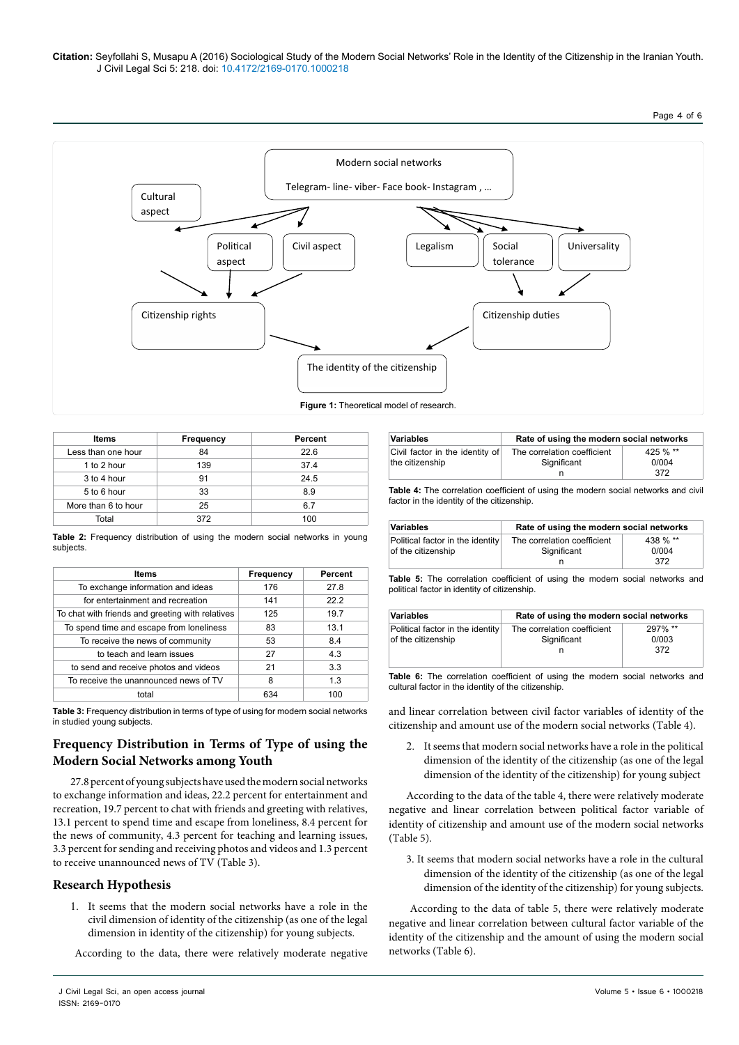Modern social networks

Telegram- line- viber- Face book- Instagram , ...

Cultural aspect

Political aspect

Civil aspect

Legalism

Social tolerance

Universality

Citizenship rights

Citizenship duties

The identity of the citizenship

**Figure 1:** Theoretical model of research.

| Items | Frequency | Percent |
|---|---|---|
| Less than one hour | 84 | 22.6 |
| 1 to 2 hour | 139 | 37.4 |
| 3 to 4 hour | 91 | 24.5 |
| 5 to 6 hour | 33 | 8.9 |
| More than 6 to hour | 25 | 6.7 |
| Total | 372 | 100 |

**Table 2:** Frequency distribution of using the modern social networks in young subjects.

| Items | Frequency | Percent |
|---|---|---|
| To exchange information and ideas | 176 | 27.8 |
| for entertainment and recreation | 141 | 22.2 |
| To chat with friends and greeting with relatives | 125 | 19.7 |
| To spend time and escape from loneliness | 83 | 13.1 |
| To receive the news of community | 53 | 8.4 |
| to teach and learn issues | 27 | 4.3 |
| to send and receive photos and videos | 21 | 3.3 |
| To receive the unannounced news of TV | 8 | 1.3 |
| total | 634 | 100 |

**Table 3:** Frequency distribution in terms of type of using for modern social networks in studied young subjects.

## Frequency Distribution in Terms of Type of using the Modern Social Networks among Youth

27.8 percent of young subjects have used the modern social networks to exchange information and ideas, 22.2 percent for entertainment and recreation, 19.7 percent to chat with friends and greeting with relatives, 13.1 percent to spend time and escape from loneliness, 8.4 percent for the news of community, 4.3 percent for teaching and learning issues, 3.3 percent for sending and receiving photos and videos and 1.3 percent to receive unannounced news of TV (Table 3).

## Research Hypothesis

1. It seems that the modern social networks have a role in the civil dimension of identity of the citizenship (as one of the legal dimension in identity of the citizenship) for young subjects.

According to the data, there were relatively moderate negative and linear correlation between civil factor variables of identity of the citizenship and amount use of the modern social networks (Table 4).

| Variables | Rate of using the modern social networks | |
|---|---|---|
| Civil factor in the identity of the citizenship | The correlation coefficient<br>Significant<br>n | 425 % **<br>0/004<br>372 |

**Table 4:** The correlation coefficient of using the modern social networks and civil factor in the identity of the citizenship.

| Variables | Rate of using the modern social networks | |
|---|---|---|
| Political factor in the identity of the citizenship | The correlation coefficient<br>Significant<br>n | 438 % **<br>0/004<br>372 |

**Table 5:** The correlation coefficient of using the modern social networks and political factor in identity of citizenship.

| Variables | Rate of using the modern social networks | |
|---|---|---|
| Political factor in the identity of the citizenship | The correlation coefficient<br>Significant<br>n | 297% **<br>0/003<br>372 |

**Table 6:** The correlation coefficient of using the modern social networks and cultural factor in the identity of the citizenship.

2. It seems that modern social networks have a role in the political dimension of the identity of the citizenship (as one of the legal dimension of the identity of the citizenship) for young subject

According to the data of the table 4, there were relatively moderate negative and linear correlation between political factor variable of identity of citizenship and amount use of the modern social networks (Table 5).

3. It seems that modern social networks have a role in the cultural dimension of the identity of the citizenship (as one of the legal dimension of the identity of the citizenship) for young subjects.

According to the data of table 5, there were relatively moderate negative and linear correlation between cultural factor variable of the identity of the citizenship and the amount of using the modern social networks (Table 6).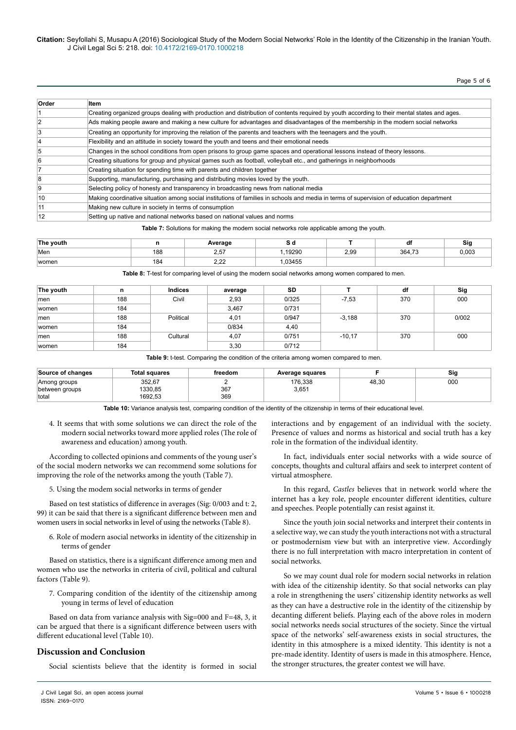| Order | Item |
|---|---|
| 1 | Creating organized groups dealing with production and distribution of contents required by youth according to their mental states and ages. |
| 2 | Ads making people aware and making a new culture for advantages and disadvantages of the membership in the modern social networks |
| 3 | Creating an opportunity for improving the relation of the parents and teachers with the teenagers and the youth. |
| 4 | Flexibility and an attitude in society toward the youth and teens and their emotional needs |
| 5 | Changes in the school conditions from open prisons to group game spaces and operational lessons instead of theory lessons. |
| 6 | Creating situations for group and physical games such as football, volleyball etc., and gatherings in neighborhoods |
| 7 | Creating situation for spending time with parents and children together |
| 8 | Supporting, manufacturing, purchasing and distributing movies loved by the youth. |
| 9 | Selecting policy of honesty and transparency in broadcasting news from national media |
| 10 | Making coordinative situation among social institutions of families in schools and media in terms of supervision of education department |
| 11 | Making new culture in society in terms of consumption |
| 12 | Setting up native and national networks based on national values and norms |

**Table 7:** Solutions for making the modern social networks role applicable among the youth.

| The youth | n | Average | S d | T | df | Sig |
|---|---|---|---|---|---|---|
| Men | 188 | 2,57 | 1,19290 | 2,99 | 364,73 | 0,003 |
| women | 184 | 2,22 | 1,03455 | | | |

**Table 8:** T-test for comparing level of using the modern social networks among women compared to men.

| The youth | n | Indices | average | SD | T | df | Sig |
|---|---|---|---|---|---|---|---|
| men | 188 | Civil | 2,93 | 0/325 | -7,53 | 370 | 000 |
| women | 184 | | 3,467 | 0/731 | | | |
| men | 188 | Political | 4,01 | 0/947 | -3,188 | 370 | 0/002 |
| women | 184 | | 0/834 | 4,40 | | | |
| men | 188 | Cultural | 4,07 | 0/751 | -10,17 | 370 | 000 |
| women | 184 | | 3,30 | 0/712 | | | |

**Table 9:** t-test. Comparing the condition of the criteria among women compared to men.

| Source of changes | Total squares | freedom | Average squares | F | Sig |
|---|---|---|---|---|---|
| Among groups | 352,67 | 2 | 176,338 | 48,30 | 000 |
| between groups | 1330,85 | 367 | 3,651 | | |
| total | 1692,53 | 369 | | | |

**Table 10:** Variance analysis test, comparing condition of the identity of the citizenship in terms of their educational level.

4. It seems that with some solutions we can direct the role of the modern social networks toward more applied roles (The role of awareness and education) among youth.

According to collected opinions and comments of the young user's of the social modern networks we can recommend some solutions for improving the role of the networks among the youth (Table 7).

5. Using the modem social networks in terms of gender

Based on test statistics of difference in averages (Sig: 0/003 and t: 2, 99) it can be said that there is a significant difference between men and women users in social networks in level of using the networks (Table 8).

6. Role of modern asocial networks in identity of the citizenship in terms of gender

Based on statistics, there is a significant difference among men and women who use the networks in criteria of civil, political and cultural factors (Table 9).

7. Comparing condition of the identity of the citizenship among young in terms of level of education

Based on data from variance analysis with Sig=000 and F=48, 3, it can be argued that there is a significant difference between users with different educational level (Table 10).

## Discussion and Conclusion

Social scientists believe that the identity is formed in social interactions and by engagement of an individual with the society. Presence of values and norms as historical and social truth has a key role in the formation of the individual identity.

In fact, individuals enter social networks with a wide source of concepts, thoughts and cultural affairs and seek to interpret content of virtual atmosphere.

In this regard, *Castles* believes that in network world where the internet has a key role, people encounter different identities, culture and speeches. People potentially can resist against it.

Since the youth join social networks and interpret their contents in a selective way, we can study the youth interactions not with a structural or postmodernism view but with an interpretive view. Accordingly there is no full interpretation with macro interpretation in content of social networks.

So we may count dual role for modern social networks in relation with idea of the citizenship identity. So that social networks can play a role in strengthening the users' citizenship identity networks as well as they can have a destructive role in the identity of the citizenship by decanting different beliefs. Playing each of the above roles in modern social networks needs social structures of the society. Since the virtual space of the networks' self-awareness exists in social structures, the identity in this atmosphere is a mixed identity. This identity is not a pre-made identity. Identity of users is made in this atmosphere. Hence, the stronger structures, the greater contest we will have.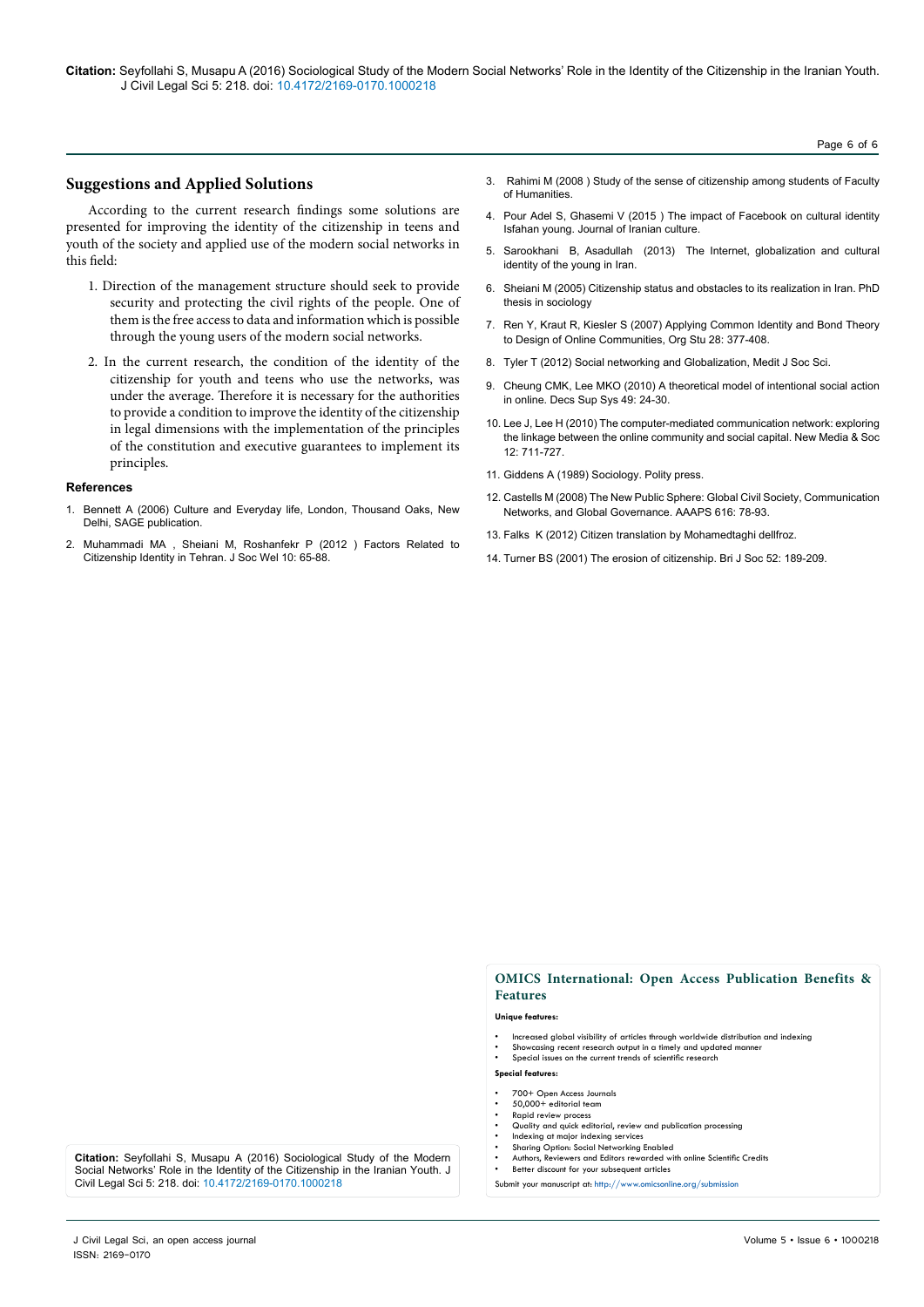## Suggestions and Applied Solutions

According to the current research findings some solutions are presented for improving the identity of the citizenship in teens and youth of the society and applied use of the modern social networks in this field:

1. Direction of the management structure should seek to provide security and protecting the civil rights of the people. One of them is the free access to data and information which is possible through the young users of the modern social networks.

2. In the current research, the condition of the identity of the citizenship for youth and teens who use the networks, was under the average. Therefore it is necessary for the authorities to provide a condition to improve the identity of the citizenship in legal dimensions with the implementation of the principles of the constitution and executive guarantees to implement its principles.

### References

1. Bennett A (2006) Culture and Everyday life, London, Thousand Oaks, New Delhi, SAGE publication.
2. Muhammadi MA, Sheiani M, Roshanfekr P (2012) Factors Related to Citizenship Identity in Tehran. J Soc Wel 10: 65-88.
3. Rahimi M (2008) Study of the sense of citizenship among students of Faculty of Humanities.
4. Pour Adel S, Ghasemi V (2015) The impact of Facebook on cultural identity Isfahan young. Journal of Iranian culture.
5. Sarookhani B, Asadullah (2013) The Internet, globalization and cultural identity of the young in Iran.
6. Sheiani M (2005) Citizenship status and obstacles to its realization in Iran. PhD thesis in sociology
7. Ren Y, Kraut R, Kiesler S (2007) Applying Common Identity and Bond Theory to Design of Online Communities, Org Stu 28: 377-408.
8. Tyler T (2012) Social networking and Globalization, Medit J Soc Sci.
9. Cheung CMK, Lee MKO (2010) A theoretical model of intentional social action in online. Decs Sup Sys 49: 24-30.
10. Lee J, Lee H (2010) The computer-mediated communication network: exploring the linkage between the online community and social capital. New Media & Soc 12: 711-727.
11. Giddens A (1989) Sociology. Polity press.
12. Castells M (2008) The New Public Sphere: Global Civil Society, Communication Networks, and Global Governance. AAAPS 616: 78-93.
13. Falks K (2012) Citizen translation by Mohamedtaghi dellfroz.
14. Turner BS (2001) The erosion of citizenship. Bri J Soc 52: 189-209.

**OMICS International: Open Access Publication Benefits & Features**

**Unique features:**

- Increased global visibility of articles through worldwide distribution and indexing
- Showcasing recent research output in a timely and updated manner
- Special issues on the current trends of scientific research

**Special features:**

- 700+ Open Access Journals
- 50,000+ editorial team
- Rapid review process
- Quality and quick editorial, review and publication processing
- Indexing at major indexing services
- Sharing Option: Social Networking Enabled
- Authors, Reviewers and Editors rewarded with online Scientific Credits
- Better discount for your subsequent articles

Submit your manuscript at: http://www.omicsonline.org/submission

**Citation:** Seyfollahi S, Musapu A (2016) Sociological Study of the Modern Social Networks' Role in the Identity of the Citizenship in the Iranian Youth. J Civil Legal Sci 5: 218. doi: 10.4172/2169-0170.1000218